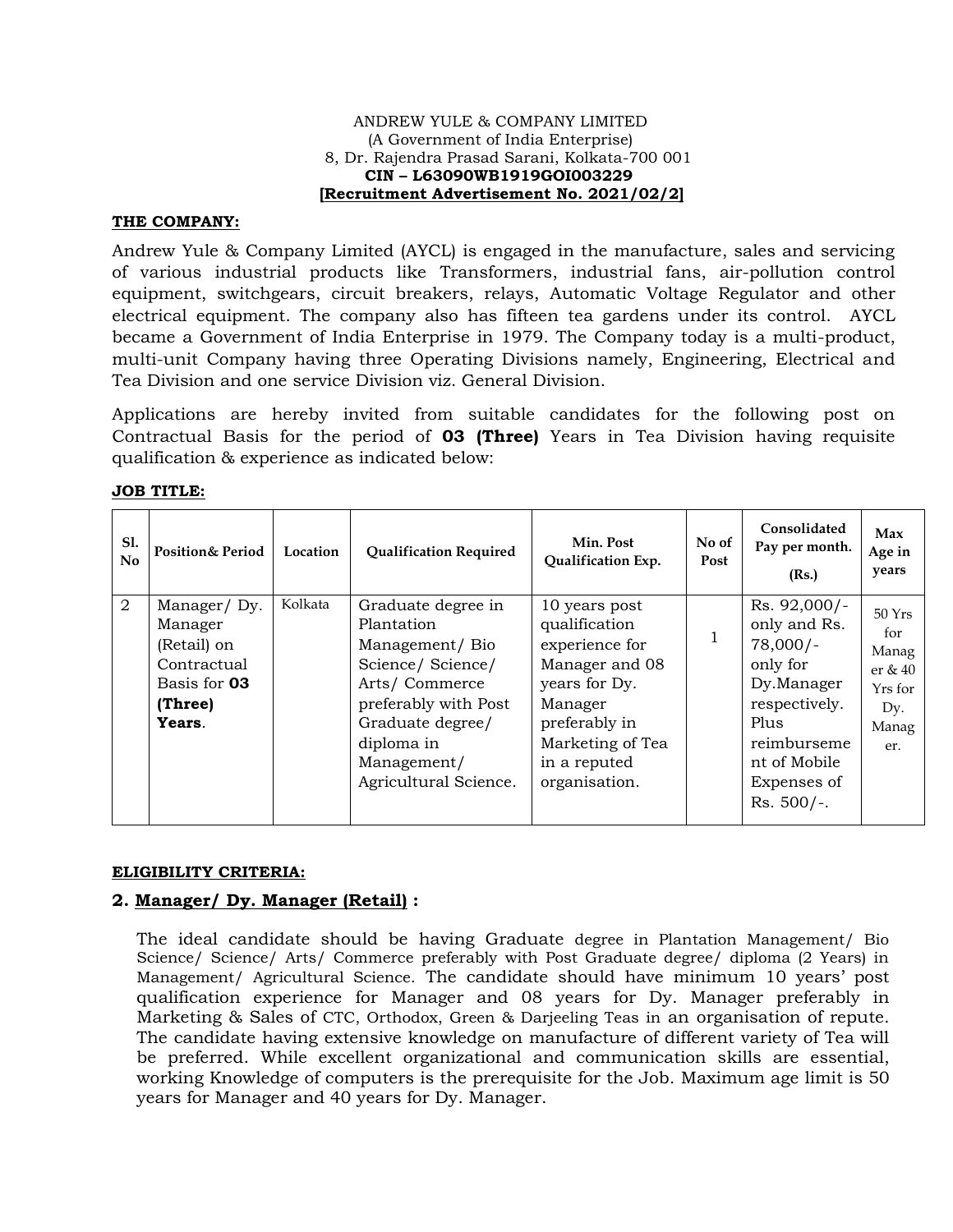ANDREW YULE & COMPANY LIMITED
(A Government of India Enterprise)
8, Dr. Rajendra Prasad Sarani, Kolkata-700 001
**CIN – L63090WB1919GOI003229**
**[Recruitment Advertisement No. 2021/02/2]**

**THE COMPANY:**

Andrew Yule & Company Limited (AYCL) is engaged in the manufacture, sales and servicing of various industrial products like Transformers, industrial fans, air-pollution control equipment, switchgears, circuit breakers, relays, Automatic Voltage Regulator and other electrical equipment. The company also has fifteen tea gardens under its control. AYCL became a Government of India Enterprise in 1979. The Company today is a multi-product, multi-unit Company having three Operating Divisions namely, Engineering, Electrical and Tea Division and one service Division viz. General Division.

Applications are hereby invited from suitable candidates for the following post on Contractual Basis for the period of **03 (Three)** Years in Tea Division having requisite qualification & experience as indicated below:

**JOB TITLE:**

| Sl. No | Position& Period | Location | Qualification Required | Min. Post Qualification Exp. | No of Post | Consolidated Pay per month. (Rs.) | Max Age in years |
|---|---|---|---|---|---|---|---|
| 2 | Manager/ Dy. Manager (Retail) on Contractual Basis for **03 (Three) Years**. | Kolkata | Graduate degree in Plantation Management/ Bio Science/ Science/ Arts/ Commerce preferably with Post Graduate degree/ diploma in Management/ Agricultural Science. | 10 years post qualification experience for Manager and 08 years for Dy. Manager preferably in Marketing of Tea in a reputed organisation. | 1 | Rs. 92,000/- only and Rs. 78,000/- only for Dy.Manager respectively. Plus reimbursement of Mobile Expenses of Rs. 500/-. | 50 Yrs for Manager & 40 Yrs for Dy. Manager. |

**ELIGIBILITY CRITERIA:**

## 2. Manager/ Dy. Manager (Retail) :

The ideal candidate should be having Graduate degree in Plantation Management/ Bio Science/ Science/ Arts/ Commerce preferably with Post Graduate degree/ diploma (2 Years) in Management/ Agricultural Science. The candidate should have minimum 10 years' post qualification experience for Manager and 08 years for Dy. Manager preferably in Marketing & Sales of CTC, Orthodox, Green & Darjeeling Teas in an organisation of repute. The candidate having extensive knowledge on manufacture of different variety of Tea will be preferred. While excellent organizational and communication skills are essential, working Knowledge of computers is the prerequisite for the Job. Maximum age limit is 50 years for Manager and 40 years for Dy. Manager.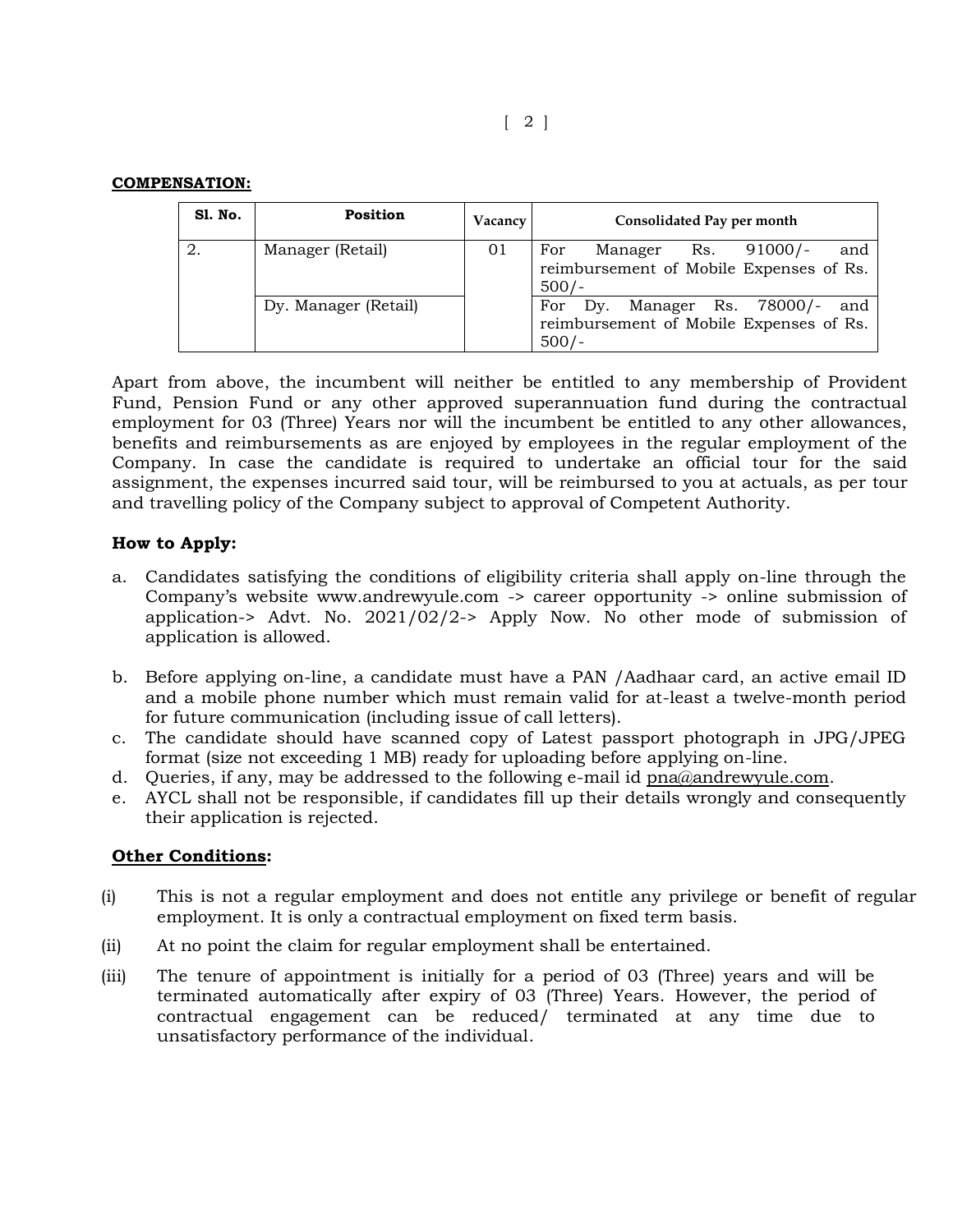**COMPENSATION:**

| Sl. No. | Position | Vacancy | Consolidated Pay per month |
|---|---|---|---|
| 2. | Manager (Retail) | 01 | For Manager Rs. 91000/- and reimbursement of Mobile Expenses of Rs. 500/- |
| | Dy. Manager (Retail) | | For Dy. Manager Rs. 78000/- and reimbursement of Mobile Expenses of Rs. 500/- |

Apart from above, the incumbent will neither be entitled to any membership of Provident Fund, Pension Fund or any other approved superannuation fund during the contractual employment for 03 (Three) Years nor will the incumbent be entitled to any other allowances, benefits and reimbursements as are enjoyed by employees in the regular employment of the Company. In case the candidate is required to undertake an official tour for the said assignment, the expenses incurred said tour, will be reimbursed to you at actuals, as per tour and travelling policy of the Company subject to approval of Competent Authority.

**How to Apply:**

a. Candidates satisfying the conditions of eligibility criteria shall apply on-line through the Company's website www.andrewyule.com -> career opportunity -> online submission of application-> Advt. No. 2021/02/2-> Apply Now. No other mode of submission of application is allowed.

b. Before applying on-line, a candidate must have a PAN /Aadhaar card, an active email ID and a mobile phone number which must remain valid for at-least a twelve-month period for future communication (including issue of call letters).
c. The candidate should have scanned copy of Latest passport photograph in JPG/JPEG format (size not exceeding 1 MB) ready for uploading before applying on-line.
d. Queries, if any, may be addressed to the following e-mail id pna@andrewyule.com.
e. AYCL shall not be responsible, if candidates fill up their details wrongly and consequently their application is rejected.

**Other Conditions:**

(i) This is not a regular employment and does not entitle any privilege or benefit of regular employment. It is only a contractual employment on fixed term basis.

(ii) At no point the claim for regular employment shall be entertained.

(iii) The tenure of appointment is initially for a period of 03 (Three) years and will be terminated automatically after expiry of 03 (Three) Years. However, the period of contractual engagement can be reduced/ terminated at any time due to unsatisfactory performance of the individual.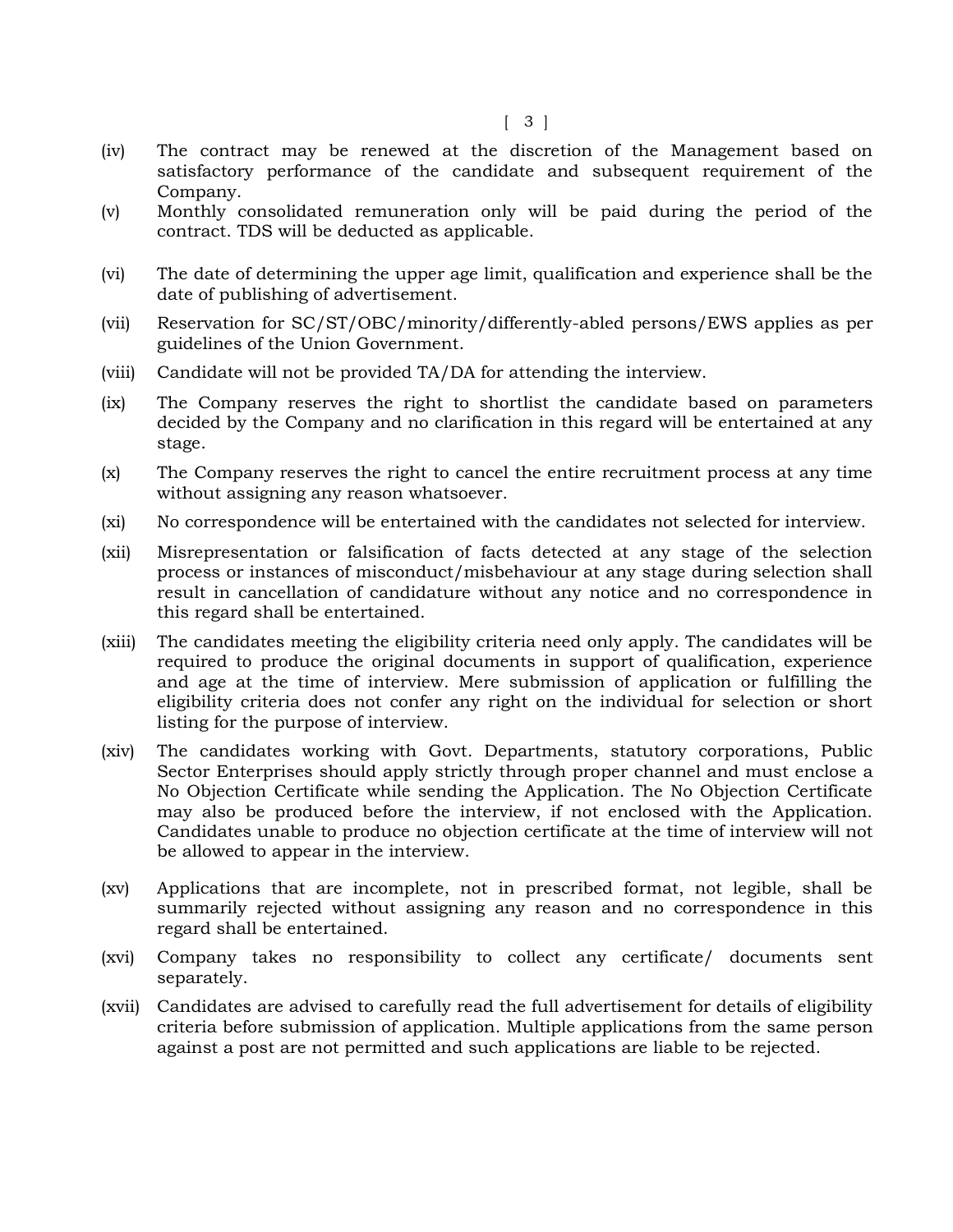(iv) The contract may be renewed at the discretion of the Management based on satisfactory performance of the candidate and subsequent requirement of the Company.

(v) Monthly consolidated remuneration only will be paid during the period of the contract. TDS will be deducted as applicable.

(vi) The date of determining the upper age limit, qualification and experience shall be the date of publishing of advertisement.

(vii) Reservation for SC/ST/OBC/minority/differently-abled persons/EWS applies as per guidelines of the Union Government.

(viii) Candidate will not be provided TA/DA for attending the interview.

(ix) The Company reserves the right to shortlist the candidate based on parameters decided by the Company and no clarification in this regard will be entertained at any stage.

(x) The Company reserves the right to cancel the entire recruitment process at any time without assigning any reason whatsoever.

(xi) No correspondence will be entertained with the candidates not selected for interview.

(xii) Misrepresentation or falsification of facts detected at any stage of the selection process or instances of misconduct/misbehaviour at any stage during selection shall result in cancellation of candidature without any notice and no correspondence in this regard shall be entertained.

(xiii) The candidates meeting the eligibility criteria need only apply. The candidates will be required to produce the original documents in support of qualification, experience and age at the time of interview. Mere submission of application or fulfilling the eligibility criteria does not confer any right on the individual for selection or short listing for the purpose of interview.

(xiv) The candidates working with Govt. Departments, statutory corporations, Public Sector Enterprises should apply strictly through proper channel and must enclose a No Objection Certificate while sending the Application. The No Objection Certificate may also be produced before the interview, if not enclosed with the Application. Candidates unable to produce no objection certificate at the time of interview will not be allowed to appear in the interview.

(xv) Applications that are incomplete, not in prescribed format, not legible, shall be summarily rejected without assigning any reason and no correspondence in this regard shall be entertained.

(xvi) Company takes no responsibility to collect any certificate/ documents sent separately.

(xvii) Candidates are advised to carefully read the full advertisement for details of eligibility criteria before submission of application. Multiple applications from the same person against a post are not permitted and such applications are liable to be rejected.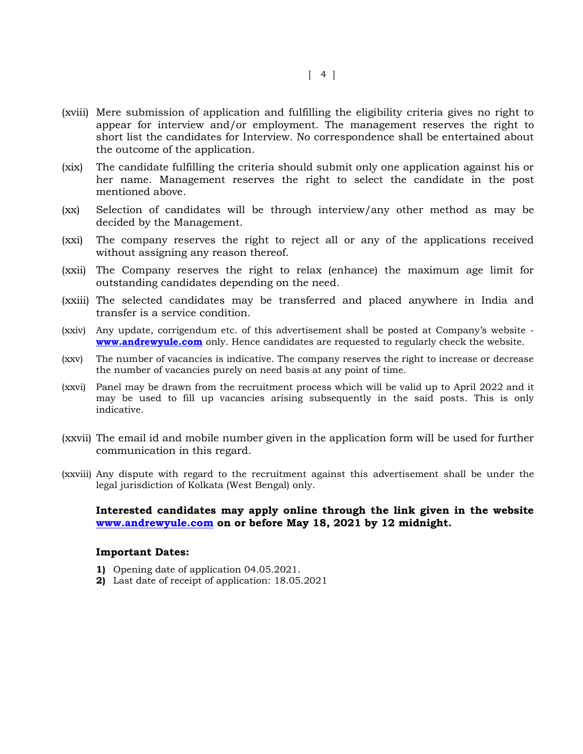(xviii) Mere submission of application and fulfilling the eligibility criteria gives no right to appear for interview and/or employment. The management reserves the right to short list the candidates for Interview. No correspondence shall be entertained about the outcome of the application.

(xix) The candidate fulfilling the criteria should submit only one application against his or her name. Management reserves the right to select the candidate in the post mentioned above.

(xx) Selection of candidates will be through interview/any other method as may be decided by the Management.

(xxi) The company reserves the right to reject all or any of the applications received without assigning any reason thereof.

(xxii) The Company reserves the right to relax (enhance) the maximum age limit for outstanding candidates depending on the need.

(xxiii) The selected candidates may be transferred and placed anywhere in India and transfer is a service condition.

(xxiv) Any update, corrigendum etc. of this advertisement shall be posted at Company's website - **www.andrewyule.com** only. Hence candidates are requested to regularly check the website.

(xxv) The number of vacancies is indicative. The company reserves the right to increase or decrease the number of vacancies purely on need basis at any point of time.

(xxvi) Panel may be drawn from the recruitment process which will be valid up to April 2022 and it may be used to fill up vacancies arising subsequently in the said posts. This is only indicative.

(xxvii) The email id and mobile number given in the application form will be used for further communication in this regard.

(xxviii) Any dispute with regard to the recruitment against this advertisement shall be under the legal jurisdiction of Kolkata (West Bengal) only.

**Interested candidates may apply online through the link given in the website www.andrewyule.com on or before May 18, 2021 by 12 midnight.**

**Important Dates:**

1) Opening date of application 04.05.2021.
2) Last date of receipt of application: 18.05.2021